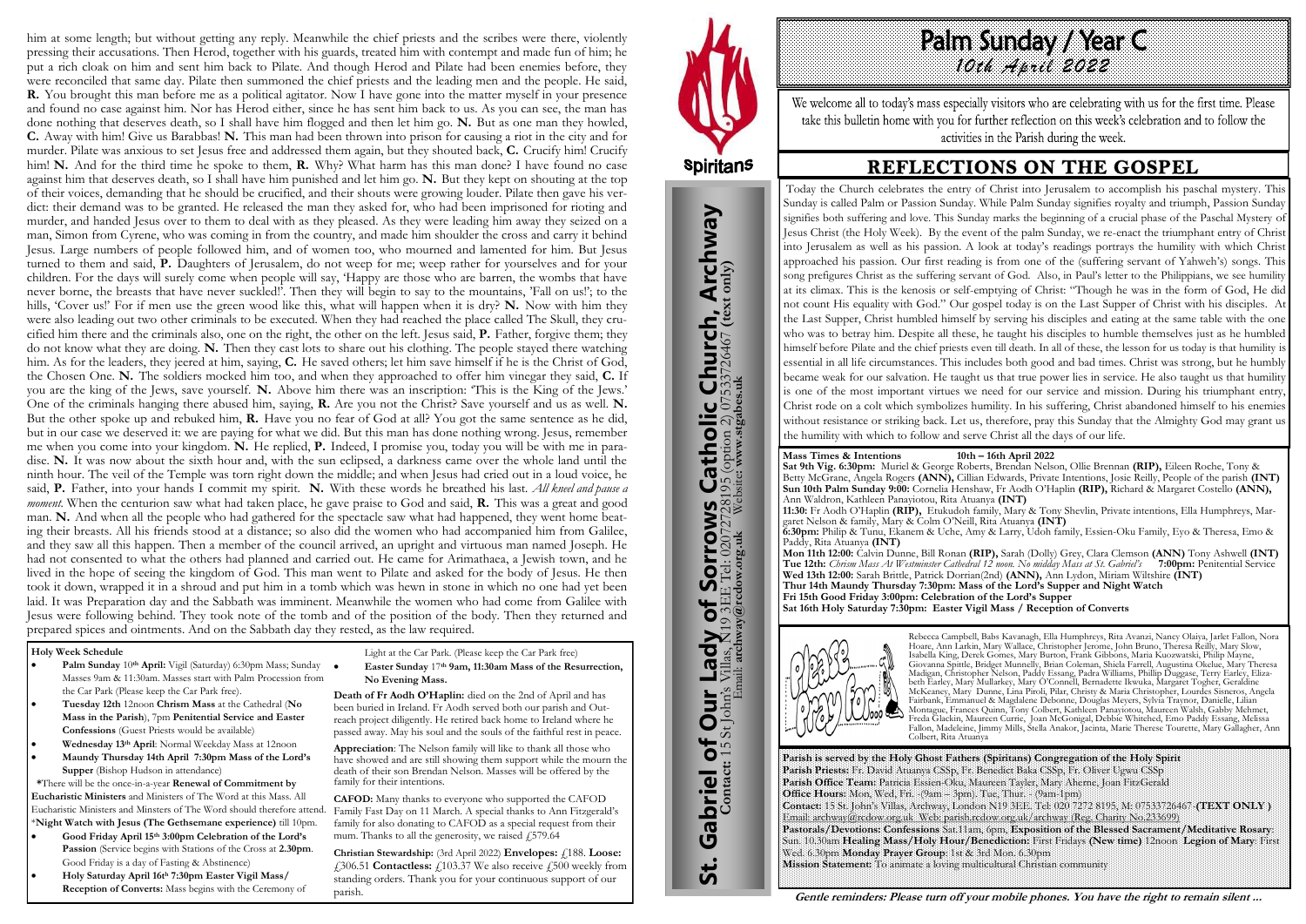him at some length; but without getting any reply. Meanwhile the chief priests and the scribes were there, violently pressing their accusations. Then Herod, together with his guards, treated him with contempt and made fun of him; he put a rich cloak on him and sent him back to Pilate. And though Herod and Pilate had been enemies before, they were reconciled that same day. Pilate then summoned the chief priests and the leading men and the people. He said, **R.** You brought this man before me as a political agitator. Now I have gone into the matter myself in your presence and found no case against him. Nor has Herod either, since he has sent him back to us. As you can see, the man has done nothing that deserves death, so I shall have him flogged and then let him go. **N.** But as one man they howled, **C.** Away with him! Give us Barabbas! **N.** This man had been thrown into prison for causing a riot in the city and for murder. Pilate was anxious to set Jesus free and addressed them again, but they shouted back, **C.** Crucify him! Crucify him! **N.** And for the third time he spoke to them, **R.** Why? What harm has this man done? I have found no case against him that deserves death, so I shall have him punished and let him go. **N.** But they kept on shouting at the top of their voices, demanding that he should be crucified, and their shouts were growing louder. Pilate then gave his verdict: their demand was to be granted. He released the man they asked for, who had been imprisoned for rioting and murder, and handed Jesus over to them to deal with as they pleased. As they were leading him away they seized on a man, Simon from Cyrene, who was coming in from the country, and made him shoulder the cross and carry it behind Jesus. Large numbers of people followed him, and of women too, who mourned and lamented for him. But Jesus turned to them and said, **P.** Daughters of Jerusalem, do not weep for me; weep rather for yourselves and for your children. For the days will surely come when people will say, 'Happy are those who are barren, the wombs that have never borne, the breasts that have never suckled!'. Then they will begin to say to the mountains, 'Fall on us!'; to the hills, 'Cover us!' For if men use the green wood like this, what will happen when it is dry? **N.** Now with him they were also leading out two other criminals to be executed. When they had reached the place called The Skull, they crucified him there and the criminals also, one on the right, the other on the left. Jesus said, **P.** Father, forgive them; they do not know what they are doing. **N.** Then they cast lots to share out his clothing. The people stayed there watching him. As for the leaders, they jeered at him, saying, **C.** He saved others; let him save himself if he is the Christ of God, the Chosen One. **N.** The soldiers mocked him too, and when they approached to offer him vinegar they said, **C.** If you are the king of the Jews, save yourself. **N.** Above him there was an inscription: 'This is the King of the Jews.' One of the criminals hanging there abused him, saying, **R.** Are you not the Christ? Save yourself and us as well. **N.** But the other spoke up and rebuked him, **R.** Have you no fear of God at all? You got the same sentence as he did, but in our case we deserved it: we are paying for what we did. But this man has done nothing wrong. Jesus, remember me when you come into your kingdom. **N.** He replied, **P.** Indeed, I promise you, today you will be with me in paradise. **N.** It was now about the sixth hour and, with the sun eclipsed, a darkness came over the whole land until the ninth hour. The veil of the Temple was torn right down the middle; and when Jesus had cried out in a loud voice, he said, **P.** Father, into your hands I commit my spirit. **N.** With these words he breathed his last. *All kneel and pause a moment.* When the centurion saw what had taken place, he gave praise to God and said, **R.** This was a great and good man. **N.** And when all the people who had gathered for the spectacle saw what had happened, they went home beating their breasts. All his friends stood at a distance; so also did the women who had accompanied him from Galilee, and they saw all this happen. Then a member of the council arrived, an upright and virtuous man named Joseph. He had not consented to what the others had planned and carried out. He came for Arimathaea, a Jewish town, and he lived in the hope of seeing the kingdom of God. This man went to Pilate and asked for the body of Jesus. He then took it down, wrapped it in a shroud and put him in a tomb which was hewn in stone in which no one had yet been laid. It was Preparation day and the Sabbath was imminent. Meanwhile the women who had come from Galilee with Jesus were following behind. They took note of the tomb and of the position of the body. Then they returned and prepared spices and ointments. And on the Sabbath day they rested, as the law required.

**Holy Week Schedule**

- **Palm Sunday** 10th **April:** Vigil (Saturday) 6:30pm Mass; Sunday Masses 9am & 11:30am. Masses start with Palm Procession from the Car Park (Please keep the Car Park free).
- **Tuesday 12th** 12noon **Chrism Mass** at the Cathedral (**No Mass in the Parish**), 7pm **Penitential Service and Easter Confessions** (Guest Priests would be available)
- **Wednesday 13th April**: Normal Weekday Mass at 12noon
- **Maundy Thursday 14th April 7:30pm Mass of the Lord's Supper** (Bishop Hudson in attendance)

 *There will be the once-in-a-year **Renewal of Commitment by Eucharistic Ministers** and Ministers of The Word at this Mass. All Eucharistic Ministers and Minsters of The Word should therefore attend. *Night Watch with Jesus (The Gethsemane experience) till 10pm.

- **Good Friday April 15th 3:00pm Celebration of the Lord's Passion** (Service begins with Stations of the Cross at **2.30pm**. Good Friday is a day of Fasting & Abstinence)
- **Holy Saturday April 16th 7:30pm Easter Vigil Mass/ Reception of Converts:** Mass begins with the Ceremony of Light at the Car Park. (Please keep the Car Park free)
- **Easter Sunday** 17th **9am, 11:30am Mass of the Resurrection, No Evening Mass.**

**Death of Fr Aodh O'Haplin:** died on the 2nd of April and has been buried in Ireland. Fr Aodh served both our parish and Outreach project diligently. He retired back home to Ireland where he passed away. May his soul and the souls of the faithful rest in peace.

**Appreciation**: The Nelson family will like to thank all those who have showed and are still showing them support while the mourn the death of their son Brendan Nelson. Masses will be offered by the family for their intentions.

**CAFOD**: Many thanks to everyone who supported the CAFOD Family Fast Day on 11 March. A special thanks to Ann Fitzgerald's family for also donating to CAFOD as a special request from their mum. Thanks to all the generosity, we raised £579.64

**Christian Stewardship:** (3rd April 2022) **Envelopes:** £188. **Loose:** £306.51 **Contactless:** £103.37 We also receive £500 weekly from standing orders. Thank you for your continuous support of our parish.

# St. Gabriel of Our Lady of Sorrows Catholic Church, Archway

**Contact:** 15 St John's Villas, N19 3EE Tel: 02072728195 (option 2) 07533726467 **(text only)**
Email: **archway@rcdow.org.uk** Website: **www.stgabes.uk**

Spiritans

# Palm Sunday / Year C

*10th April 2022*

We welcome all to today's mass especially visitors who are celebrating with us for the first time. Please take this bulletin home with you for further reflection on this week's celebration and to follow the activities in the Parish during the week.

## REFLECTIONS ON THE GOSPEL

Today the Church celebrates the entry of Christ into Jerusalem to accomplish his paschal mystery. This Sunday is called Palm or Passion Sunday. While Palm Sunday signifies royalty and triumph, Passion Sunday signifies both suffering and love. This Sunday marks the beginning of a crucial phase of the Paschal Mystery of Jesus Christ (the Holy Week). By the event of the palm Sunday, we re-enact the triumphant entry of Christ into Jerusalem as well as his passion. A look at today's readings portrays the humility with which Christ approached his passion. Our first reading is from one of the (suffering servant of Yahweh's) songs. This song prefigures Christ as the suffering servant of God. Also, in Paul's letter to the Philippians, we see humility at its climax. This is the kenosis or self-emptying of Christ: "Though he was in the form of God, He did not count His equality with God." Our gospel today is on the Last Supper of Christ with his disciples. At the Last Supper, Christ humbled himself by serving his disciples and eating at the same table with the one who was to betray him. Despite all these, he taught his disciples to humble themselves just as he humbled himself before Pilate and the chief priests even till death. In all of these, the lesson for us today is that humility is essential in all life circumstances. This includes both good and bad times. Christ was strong, but he humbly became weak for our salvation. He taught us that true power lies in service. He also taught us that humility is one of the most important virtues we need for our service and mission. During his triumphant entry, Christ rode on a colt which symbolizes humility. In his suffering, Christ abandoned himself to his enemies without resistance or striking back. Let us, therefore, pray this Sunday that the Almighty God may grant us the humility with which to follow and serve Christ all the days of our life.

**Mass Times & Intentions 10th – 16th April 2022**

**Sat 9th Vig. 6:30pm:** Muriel & George Roberts, Brendan Nelson, Ollie Brennan **(RIP),** Eileen Roche, Tony & Betty McGrane, Angela Rogers **(ANN),** Cillian Edwards, Private Intentions, Josie Reilly, People of the parish **(INT)**
**Sun 10th Palm Sunday 9:00:** Cornelia Henshaw, Fr Aodh O'Haplin **(RIP),** Richard & Margaret Costello **(ANN),** Ann Waldron, Kathleen Panayiotou, Rita Atuanya **(INT)**
**11:30:** Fr Aodh O'Haplin **(RIP),** Etukudoh family, Mary & Tony Shevlin, Private intentions, Ella Humphreys, Margaret Nelson & family, Mary & Colm O'Neill, Rita Atuanya **(INT)**
**6:30pm:** Philip & Tunu, Ekanem & Uche, Amy & Larry, Udoh family, Essien-Oku Family, Eyo & Theresa, Emo & Paddy, Rita Atuanya **(INT)**
**Mon 11th 12:00:** Calvin Dunne, Bill Ronan **(RIP),** Sarah (Dolly) Grey, Clara Clemson **(ANN)** Tony Ashwell **(INT)**
**Tue 12th:** *Chrism Mass At Westminster Cathedral 12 noon. No midday Mass at St. Gabriel's* **7:00pm:** Penitential Service
**Wed 13th 12:00:** Sarah Brittle, Patrick Dorrian(2nd) **(ANN),** Ann Lydon, Miriam Wiltshire **(INT)**
**Thur 14th Maundy Thursday 7:30pm: Mass of the Lord's Supper and Night Watch**
**Fri 15th Good Friday 3:00pm: Celebration of the Lord's Supper**
**Sat 16th Holy Saturday 7:30pm: Easter Vigil Mass / Reception of Converts**

Please pray for...

Rebecca Campbell, Babs Kavanagh, Ella Humphreys, Rita Avanzi, Nancy Olaiya, Jarlet Fallon, Nora Hoare, Ann Larkin, Mary Wallace, Christopher Jerome, John Bruno, Theresa Reilly, Mary Slow, Isabella King, Derek Gomes, Mary Burton, Frank Gibbons, Maria Kuozwatski, Philip Mayne, Giovanna Spittle, Bridget Munnelly, Brian Coleman, Shiela Farrell, Augustina Okelue, Mary Theresa Madigan, Christopher Nelson, Paddy Essang, Padra Williams, Phillip Duggase, Terry Earley, Elizabeth Earley, Mary Mullarkey, Mary O'Connell, Bernadette Ikwuka, Margaret Togher, Geraldine McKeaney, Mary Dunne, Lina Piroli, Pilar, Christy & Maria Christopher, Lourdes Sisneros, Angela Fairbank, Emmanuel & Magdalene Debonne, Douglas Meyers, Sylvia Traynor, Danielle, Lilian Montague, Frances Quinn, Tony Colbert, Kathleen Panayiotou, Maureen Walsh, Gabby Mehmet, Freda Glackin, Maureen Currie, Joan McGonigal, Debbie Whitehed, Emo Paddy Essang, Melissa Fallon, Madeleine, Jimmy Mills, Stella Anakor, Jacinta, Marie Therese Tourette, Mary Gallagher, Ann Colbert, Rita Atuanya

**Parish is served by the Holy Ghost Fathers (Spiritans) Congregation of the Holy Spirit**
**Parish Priests:** Fr. David Atuanya CSSp, Fr. Benedict Baka CSSp, Fr. Oliver Ugwu CSSp
**Parish Office Team:** Patricia Essien-Oku, Maureen Tayler, Mary Aherne, Joan FitzGerald
**Office Hours**: Mon, Wed, Fri. -(9am – 3pm). Tue, Thur. - (9am-1pm)
**Contact:** 15 St. John's Villas, Archway, London N19 3EE. Tel: 020 7272 8195, M: 07533726467 **(TEXT ONLY )**
Email: archway@rcdow.org.uk Web: parish.rcdow.org.uk/archway (Reg. Charity No.233699)
**Pastorals/Devotions: Confessions** Sat.11am, 6pm, **Exposition of the Blessed Sacrament/Meditative Rosary**: Sun. 10.30am **Healing Mass/Holy Hour/Benediction:** First Fridays **(New time)** 12noon **Legion of Mary**: First Wed. 6.30pm **Monday Prayer Group**: 1st & 3rd Mon. 6.30pm
**Mission Statement:** To animate a loving multicultural Christian community

**Gentle reminders: Please turn off your mobile phones. You have the right to remain silent ...**